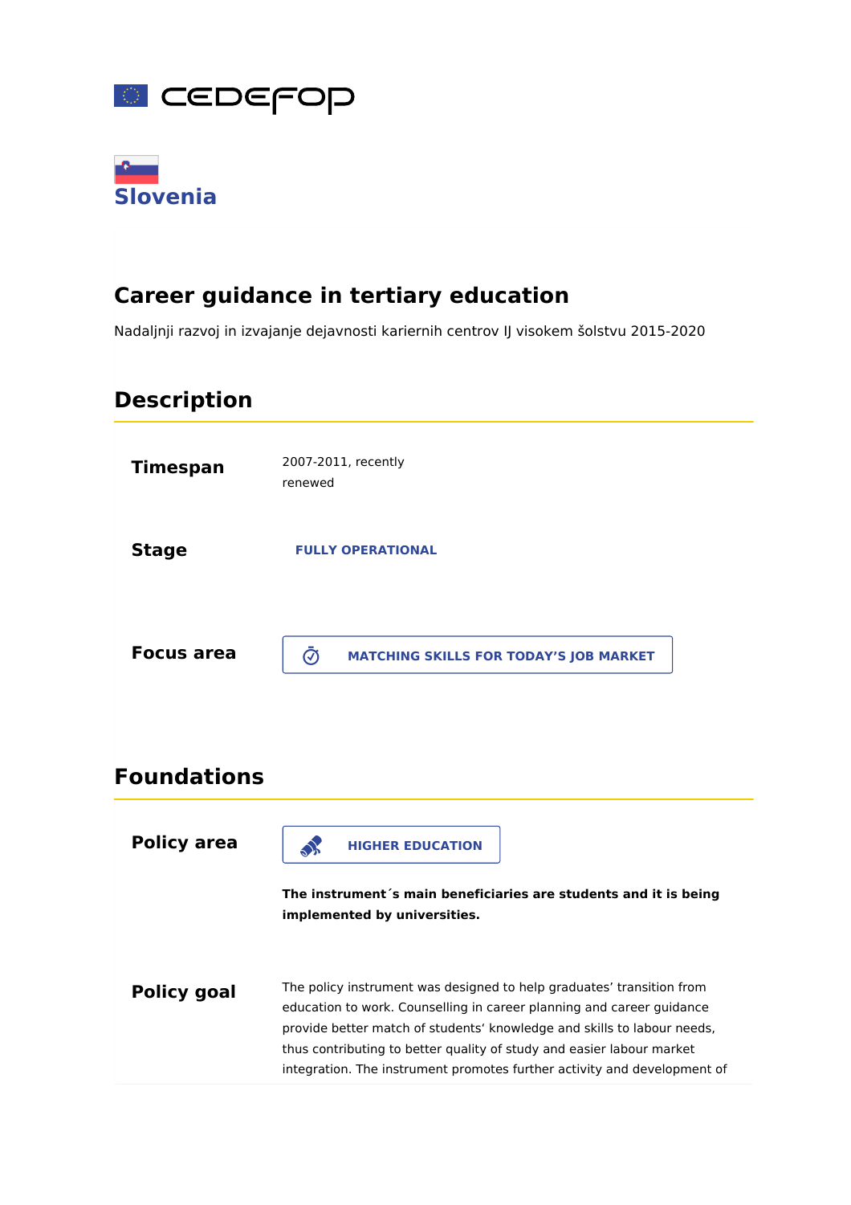CEDEFOP

## Slovenia

# Career guidance in tertiary education

Nadaljnji razvoj in izvajanje dejavnosti kariernih centrov IJ visokem šolstvu 2015-2020

## Description

**Timespan**

2007-2011, recently renewed

**Stage**

FULLY OPERATIONAL

**Focus area**

MATCHING SKILLS FOR TODAY'S JOB MARKET

## Foundations

**Policy area**

HIGHER EDUCATION

**The instrument´s main beneficiaries are students and it is being implemented by universities.**

**Policy goal**

The policy instrument was designed to help graduates' transition from education to work. Counselling in career planning and career guidance provide better match of students' knowledge and skills to labour needs, thus contributing to better quality of study and easier labour market integration. The instrument promotes further activity and development of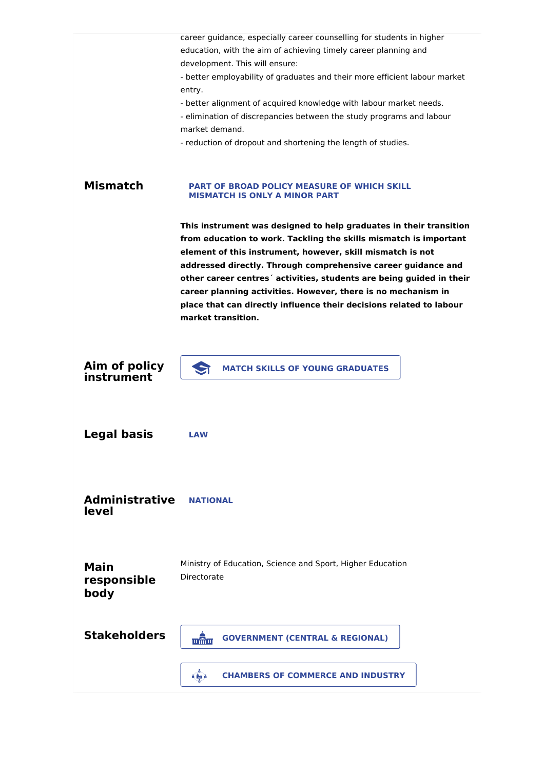career guidance, especially career counselling for students in higher education, with the aim of achieving timely career planning and development. This will ensure:

- better employability of graduates and their more efficient labour market entry.
- better alignment of acquired knowledge with labour market needs.
- elimination of discrepancies between the study programs and labour market demand.
- reduction of dropout and shortening the length of studies.

## Mismatch

**PART OF BROAD POLICY MEASURE OF WHICH SKILL MISMATCH IS ONLY A MINOR PART**

**This instrument was designed to help graduates in their transition from education to work. Tackling the skills mismatch is important element of this instrument, however, skill mismatch is not addressed directly. Through comprehensive career guidance and other career centres´ activities, students are being guided in their career planning activities. However, there is no mechanism in place that can directly influence their decisions related to labour market transition.**

## Aim of policy instrument

**MATCH SKILLS OF YOUNG GRADUATES**

## Legal basis

**LAW**

## Administrative level

**NATIONAL**

## Main responsible body

Ministry of Education, Science and Sport, Higher Education Directorate

## Stakeholders

**GOVERNMENT (CENTRAL & REGIONAL)**

**CHAMBERS OF COMMERCE AND INDUSTRY**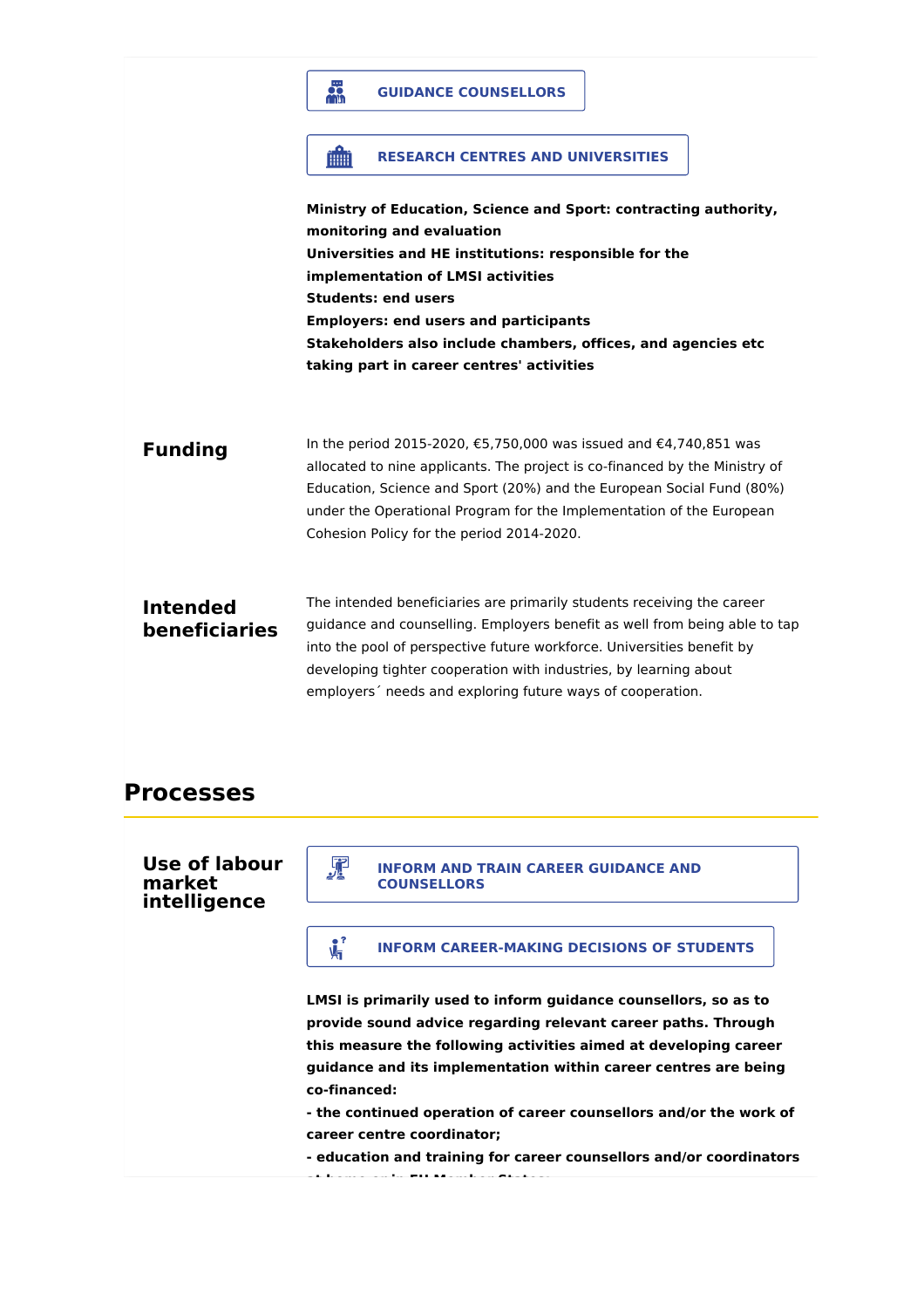**GUIDANCE COUNSELLORS**

**RESEARCH CENTRES AND UNIVERSITIES**

**Ministry of Education, Science and Sport: contracting authority, monitoring and evaluation**
**Universities and HE institutions: responsible for the implementation of LMSI activities**
**Students: end users**
**Employers: end users and participants**
**Stakeholders also include chambers, offices, and agencies etc taking part in career centres' activities**

### Funding

In the period 2015-2020, €5,750,000 was issued and €4,740,851 was allocated to nine applicants. The project is co-financed by the Ministry of Education, Science and Sport (20%) and the European Social Fund (80%) under the Operational Program for the Implementation of the European Cohesion Policy for the period 2014-2020.

### Intended beneficiaries

The intended beneficiaries are primarily students receiving the career guidance and counselling. Employers benefit as well from being able to tap into the pool of perspective future workforce. Universities benefit by developing tighter cooperation with industries, by learning about employers´ needs and exploring future ways of cooperation.

## Processes

### Use of labour market intelligence

**INFORM AND TRAIN CAREER GUIDANCE AND COUNSELLORS**

**INFORM CAREER-MAKING DECISIONS OF STUDENTS**

**LMSI is primarily used to inform guidance counsellors, so as to provide sound advice regarding relevant career paths. Through this measure the following activities aimed at developing career guidance and its implementation within career centres are being co-financed:**
**- the continued operation of career counsellors and/or the work of career centre coordinator;**
**- education and training for career counsellors and/or coordinators**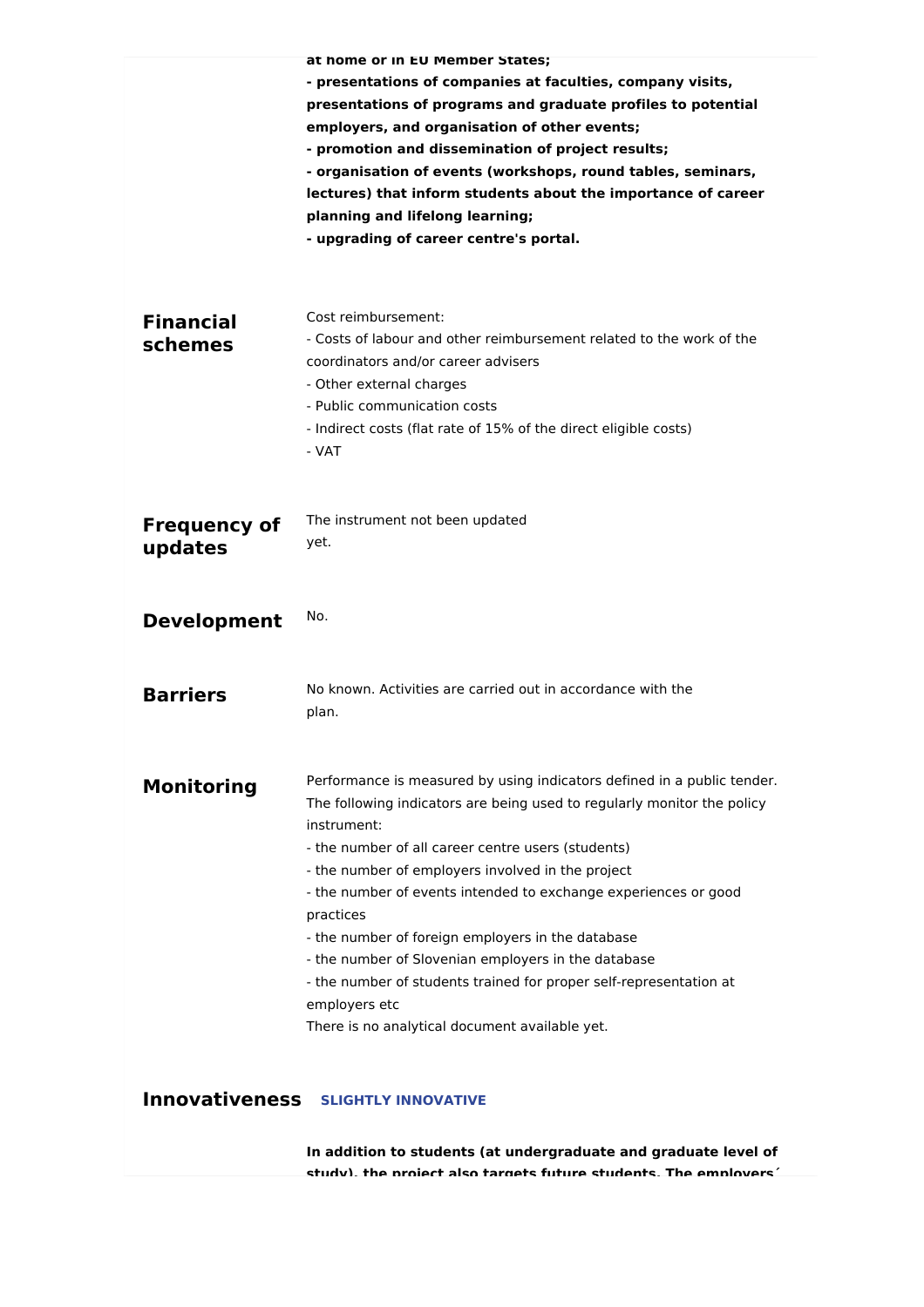**at home or in EU Member States;**
**- presentations of companies at faculties, company visits, presentations of programs and graduate profiles to potential employers, and organisation of other events;**
**- promotion and dissemination of project results;**
**- organisation of events (workshops, round tables, seminars, lectures) that inform students about the importance of career planning and lifelong learning;**
**- upgrading of career centre's portal.**

## Financial schemes

Cost reimbursement:
- Costs of labour and other reimbursement related to the work of the coordinators and/or career advisers
- Other external charges
- Public communication costs
- Indirect costs (flat rate of 15% of the direct eligible costs)
- VAT

## Frequency of updates

The instrument not been updated yet.

## Development

No.

## Barriers

No known. Activities are carried out in accordance with the plan.

## Monitoring

Performance is measured by using indicators defined in a public tender. The following indicators are being used to regularly monitor the policy instrument:
- the number of all career centre users (students)
- the number of employers involved in the project
- the number of events intended to exchange experiences or good practices
- the number of foreign employers in the database
- the number of Slovenian employers in the database
- the number of students trained for proper self-representation at employers etc

There is no analytical document available yet.

## Innovativeness SLIGHTLY INNOVATIVE

**In addition to students (at undergraduate and graduate level of study), the project also targets future students. The employers´**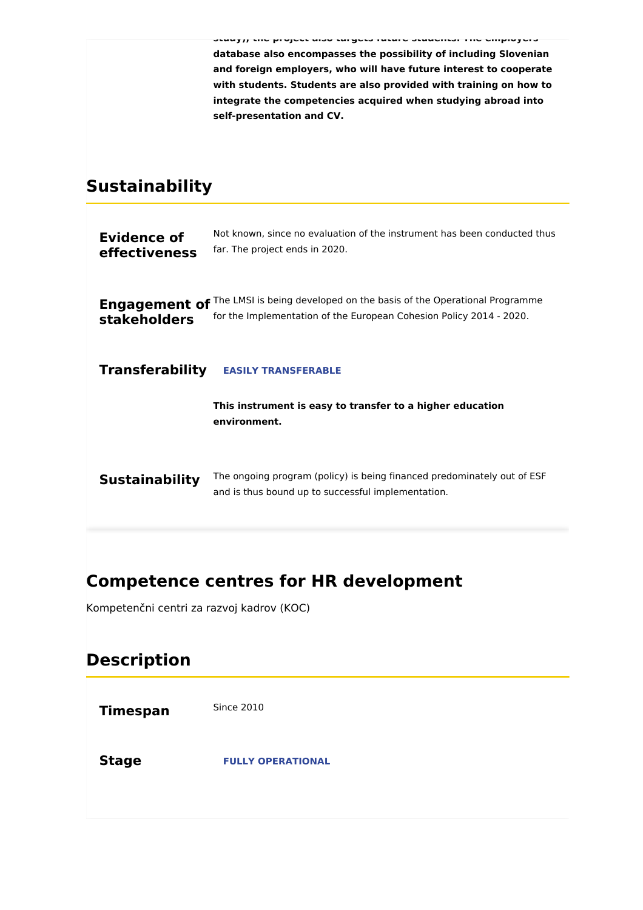**study), the project also targets future students. The employers' database also encompasses the possibility of including Slovenian and foreign employers, who will have future interest to cooperate with students. Students are also provided with training on how to integrate the competencies acquired when studying abroad into self-presentation and CV.**

## Sustainability

**Evidence of effectiveness**

Not known, since no evaluation of the instrument has been conducted thus far. The project ends in 2020.

**Engagement of stakeholders**

The LMSI is being developed on the basis of the Operational Programme for the Implementation of the European Cohesion Policy 2014 - 2020.

**Transferability**

**EASILY TRANSFERABLE**

**This instrument is easy to transfer to a higher education environment.**

**Sustainability**

The ongoing program (policy) is being financed predominately out of ESF and is thus bound up to successful implementation.

## Competence centres for HR development

Kompetenčni centri za razvoj kadrov (KOC)

## Description

**Timespan**

Since 2010

**Stage**

**FULLY OPERATIONAL**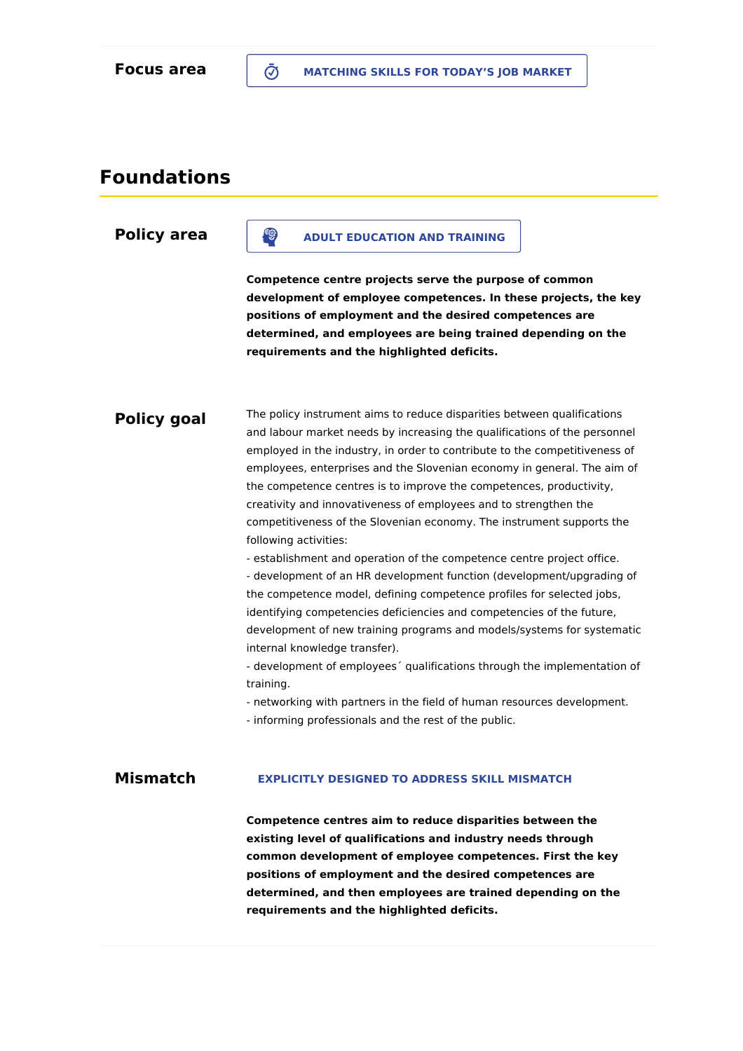**Focus area**

MATCHING SKILLS FOR TODAY’S JOB MARKET

## Foundations

**Policy area**

ADULT EDUCATION AND TRAINING

**Competence centre projects serve the purpose of common development of employee competences. In these projects, the key positions of employment and the desired competences are determined, and employees are being trained depending on the requirements and the highlighted deficits.**

**Policy goal**

The policy instrument aims to reduce disparities between qualifications and labour market needs by increasing the qualifications of the personnel employed in the industry, in order to contribute to the competitiveness of employees, enterprises and the Slovenian economy in general. The aim of the competence centres is to improve the competences, productivity, creativity and innovativeness of employees and to strengthen the competitiveness of the Slovenian economy. The instrument supports the following activities:
- establishment and operation of the competence centre project office.
- development of an HR development function (development/upgrading of the competence model, defining competence profiles for selected jobs, identifying competencies deficiencies and competencies of the future, development of new training programs and models/systems for systematic internal knowledge transfer).
- development of employees´ qualifications through the implementation of training.
- networking with partners in the field of human resources development.
- informing professionals and the rest of the public.

**Mismatch**

EXPLICITLY DESIGNED TO ADDRESS SKILL MISMATCH

**Competence centres aim to reduce disparities between the existing level of qualifications and industry needs through common development of employee competences. First the key positions of employment and the desired competences are determined, and then employees are trained depending on the requirements and the highlighted deficits.**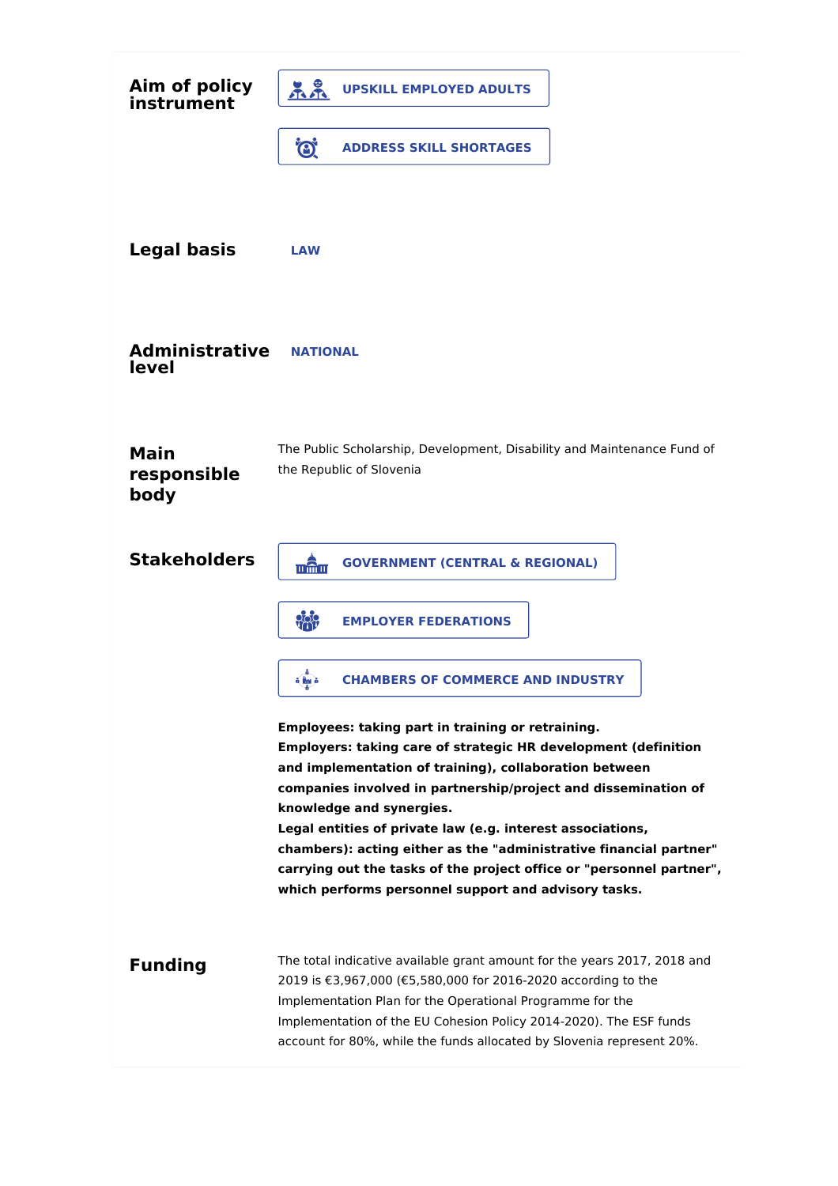**Aim of policy instrument**

UPSKILL EMPLOYED ADULTS

ADDRESS SKILL SHORTAGES

**Legal basis**

LAW

**Administrative level**

NATIONAL

**Main responsible body**

The Public Scholarship, Development, Disability and Maintenance Fund of the Republic of Slovenia

**Stakeholders**

GOVERNMENT (CENTRAL & REGIONAL)

EMPLOYER FEDERATIONS

CHAMBERS OF COMMERCE AND INDUSTRY

**Employees: taking part in training or retraining.**
**Employers: taking care of strategic HR development (definition and implementation of training), collaboration between companies involved in partnership/project and dissemination of knowledge and synergies.**
**Legal entities of private law (e.g. interest associations, chambers): acting either as the "administrative financial partner" carrying out the tasks of the project office or "personnel partner", which performs personnel support and advisory tasks.**

**Funding**

The total indicative available grant amount for the years 2017, 2018 and 2019 is €3,967,000 (€5,580,000 for 2016-2020 according to the Implementation Plan for the Operational Programme for the Implementation of the EU Cohesion Policy 2014-2020). The ESF funds account for 80%, while the funds allocated by Slovenia represent 20%.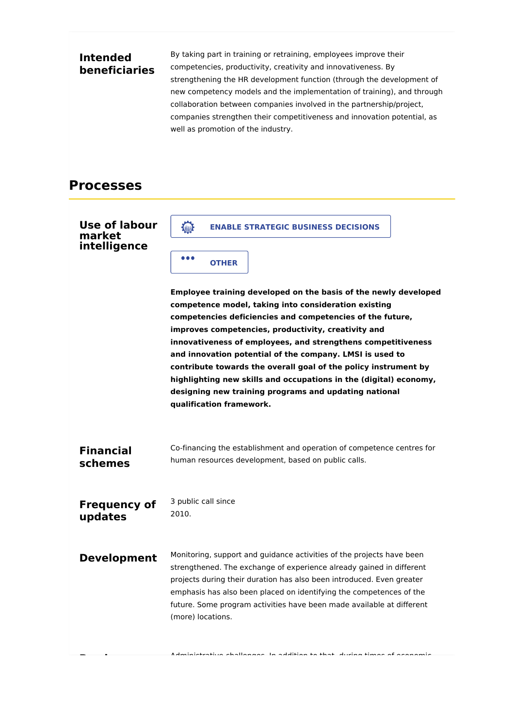**Intended beneficiaries**

By taking part in training or retraining, employees improve their competencies, productivity, creativity and innovativeness. By strengthening the HR development function (through the development of new competency models and the implementation of training), and through collaboration between companies involved in the partnership/project, companies strengthen their competitiveness and innovation potential, as well as promotion of the industry.

## Processes

**Use of labour market intelligence**

ENABLE STRATEGIC BUSINESS DECISIONS

OTHER

**Employee training developed on the basis of the newly developed competence model, taking into consideration existing competencies deficiencies and competencies of the future, improves competencies, productivity, creativity and innovativeness of employees, and strengthens competitiveness and innovation potential of the company. LMSI is used to contribute towards the overall goal of the policy instrument by highlighting new skills and occupations in the (digital) economy, designing new training programs and updating national qualification framework.**

**Financial schemes**

Co-financing the establishment and operation of competence centres for human resources development, based on public calls.

**Frequency of updates**

3 public call since 2010.

**Development**

Monitoring, support and guidance activities of the projects have been strengthened. The exchange of experience already gained in different projects during their duration has also been introduced. Even greater emphasis has also been placed on identifying the competences of the future. Some program activities have been made available at different (more) locations.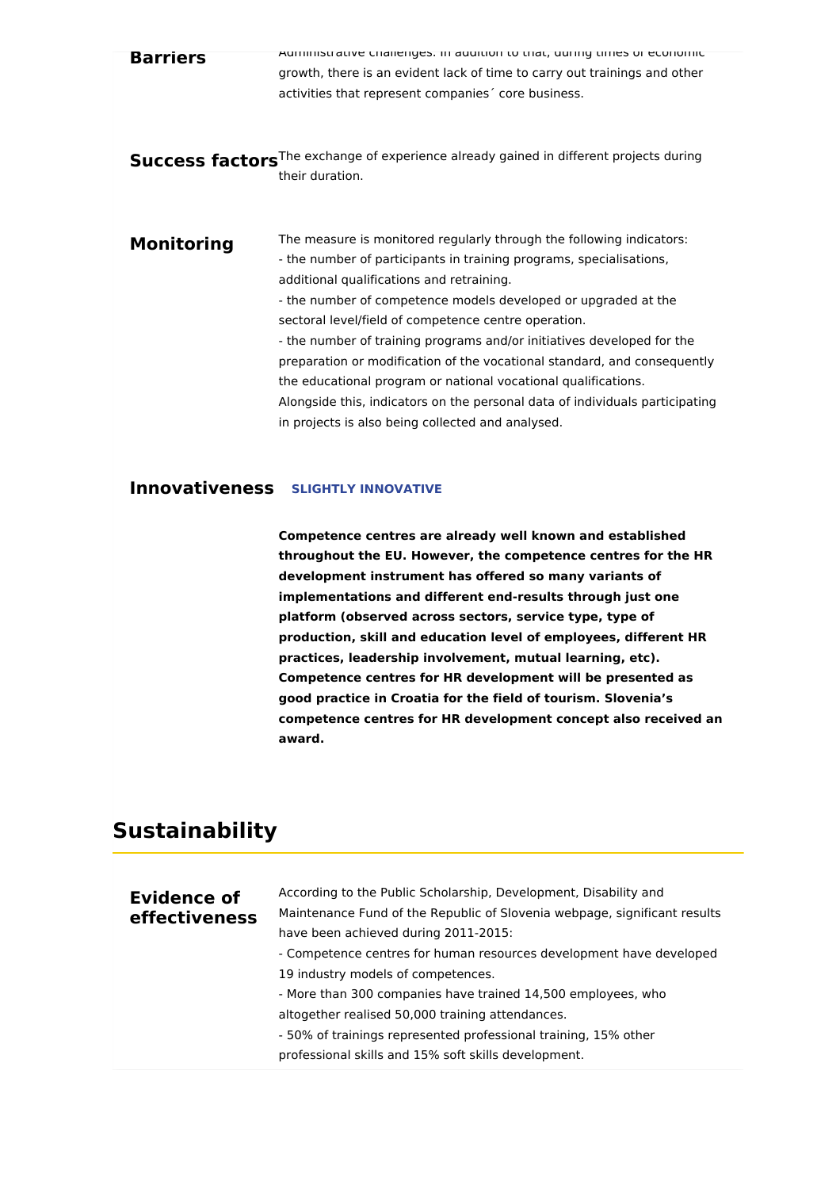**Barriers**

Administrative challenges. In addition to that, during times of economic growth, there is an evident lack of time to carry out trainings and other activities that represent companies´ core business.

**Success factors**

The exchange of experience already gained in different projects during their duration.

**Monitoring**

The measure is monitored regularly through the following indicators:
- the number of participants in training programs, specialisations, additional qualifications and retraining.
- the number of competence models developed or upgraded at the sectoral level/field of competence centre operation.
- the number of training programs and/or initiatives developed for the preparation or modification of the vocational standard, and consequently the educational program or national vocational qualifications.

Alongside this, indicators on the personal data of individuals participating in projects is also being collected and analysed.

**Innovativeness** SLIGHTLY INNOVATIVE

**Competence centres are already well known and established throughout the EU. However, the competence centres for the HR development instrument has offered so many variants of implementations and different end-results through just one platform (observed across sectors, service type, type of production, skill and education level of employees, different HR practices, leadership involvement, mutual learning, etc). Competence centres for HR development will be presented as good practice in Croatia for the field of tourism. Slovenia's competence centres for HR development concept also received an award.**

## Sustainability

**Evidence of effectiveness**

According to the Public Scholarship, Development, Disability and Maintenance Fund of the Republic of Slovenia webpage, significant results have been achieved during 2011-2015:
- Competence centres for human resources development have developed 19 industry models of competences.
- More than 300 companies have trained 14,500 employees, who altogether realised 50,000 training attendances.
- 50% of trainings represented professional training, 15% other professional skills and 15% soft skills development.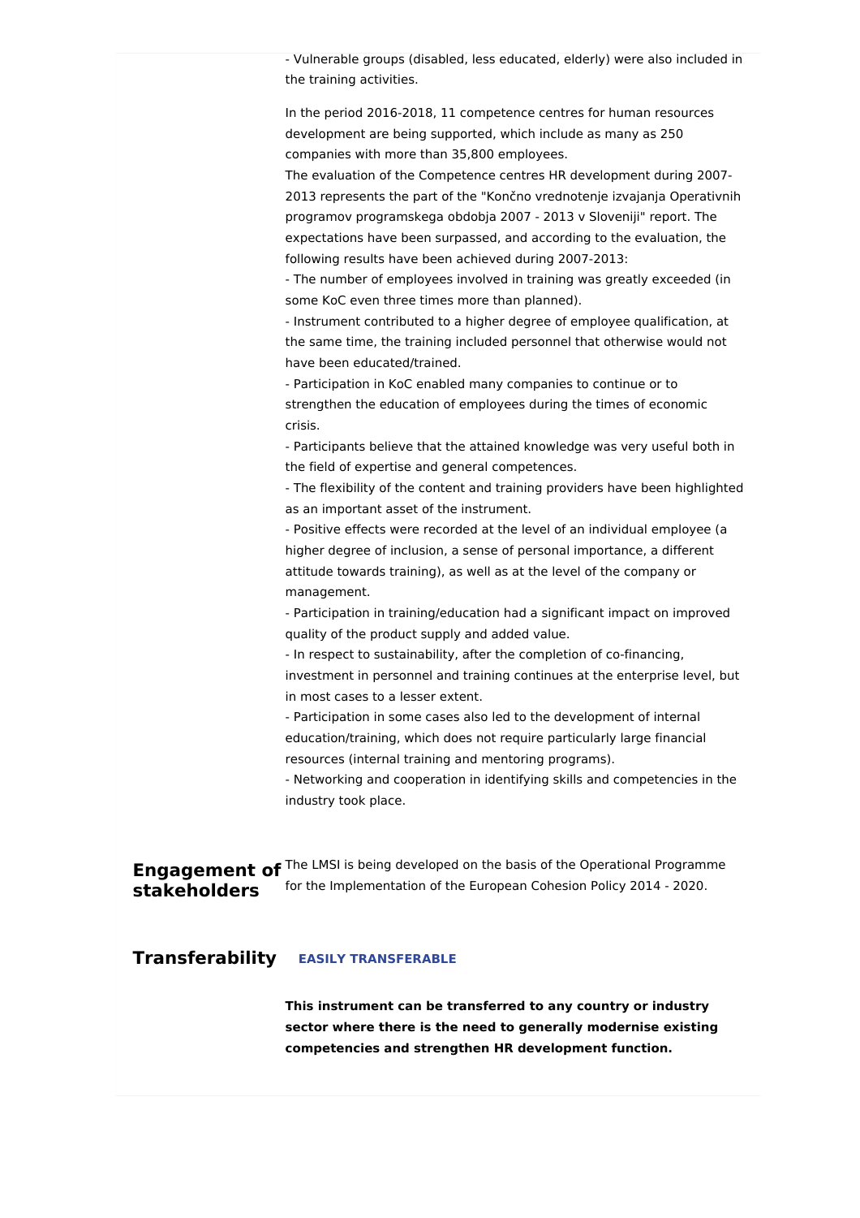- Vulnerable groups (disabled, less educated, elderly) were also included in the training activities.

In the period 2016-2018, 11 competence centres for human resources development are being supported, which include as many as 250 companies with more than 35,800 employees.

The evaluation of the Competence centres HR development during 2007-2013 represents the part of the "Končno vrednotenje izvajanja Operativnih programov programskega obdobja 2007 - 2013 v Sloveniji" report. The expectations have been surpassed, and according to the evaluation, the following results have been achieved during 2007-2013:

- The number of employees involved in training was greatly exceeded (in some KoC even three times more than planned).
- Instrument contributed to a higher degree of employee qualification, at the same time, the training included personnel that otherwise would not have been educated/trained.
- Participation in KoC enabled many companies to continue or to strengthen the education of employees during the times of economic crisis.
- Participants believe that the attained knowledge was very useful both in the field of expertise and general competences.
- The flexibility of the content and training providers have been highlighted as an important asset of the instrument.
- Positive effects were recorded at the level of an individual employee (a higher degree of inclusion, a sense of personal importance, a different attitude towards training), as well as at the level of the company or management.
- Participation in training/education had a significant impact on improved quality of the product supply and added value.
- In respect to sustainability, after the completion of co-financing, investment in personnel and training continues at the enterprise level, but in most cases to a lesser extent.
- Participation in some cases also led to the development of internal education/training, which does not require particularly large financial resources (internal training and mentoring programs).
- Networking and cooperation in identifying skills and competencies in the industry took place.

## Engagement of stakeholders

The LMSI is being developed on the basis of the Operational Programme for the Implementation of the European Cohesion Policy 2014 - 2020.

## Transferability

**EASILY TRANSFERABLE**

**This instrument can be transferred to any country or industry sector where there is the need to generally modernise existing competencies and strengthen HR development function.**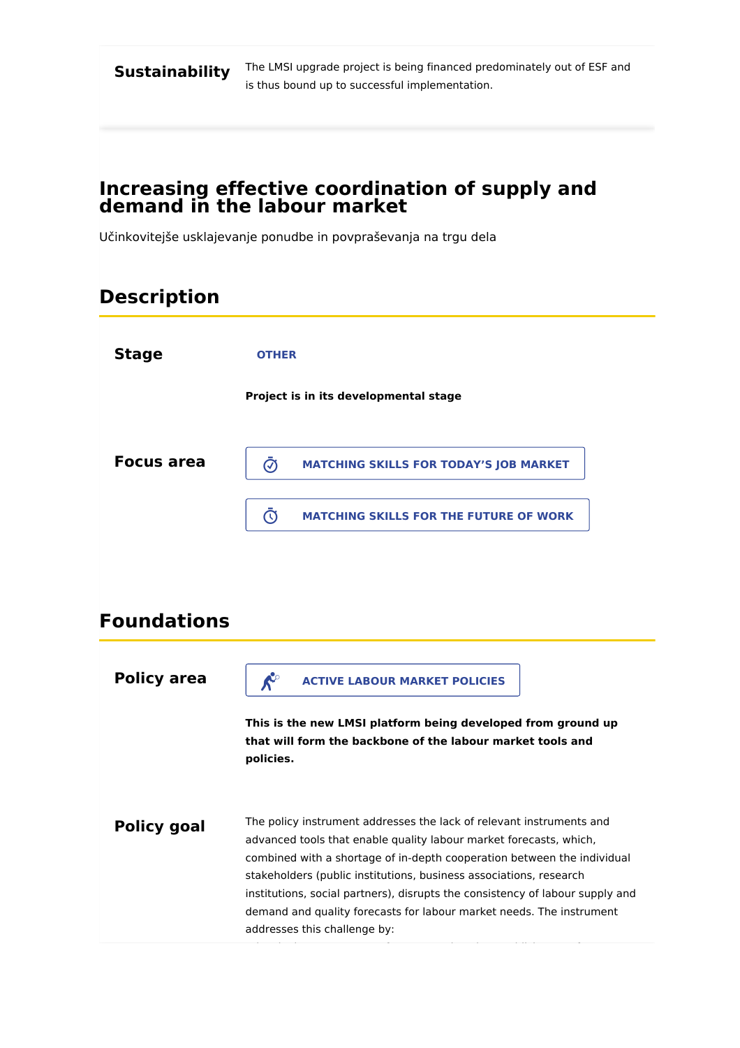**Sustainability** The LMSI upgrade project is being financed predominately out of ESF and is thus bound up to successful implementation.

# Increasing effective coordination of supply and demand in the labour market

Učinkovitejše usklajevanje ponudbe in povpraševanja na trgu dela

## Description

**Stage**

OTHER

**Project is in its developmental stage**

**Focus area**

MATCHING SKILLS FOR TODAY'S JOB MARKET

MATCHING SKILLS FOR THE FUTURE OF WORK

## Foundations

**Policy area**

ACTIVE LABOUR MARKET POLICIES

**This is the new LMSI platform being developed from ground up that will form the backbone of the labour market tools and policies.**

**Policy goal**

The policy instrument addresses the lack of relevant instruments and advanced tools that enable quality labour market forecasts, which, combined with a shortage of in-depth cooperation between the individual stakeholders (public institutions, business associations, research institutions, social partners), disrupts the consistency of labour supply and demand and quality forecasts for labour market needs. The instrument addresses this challenge by: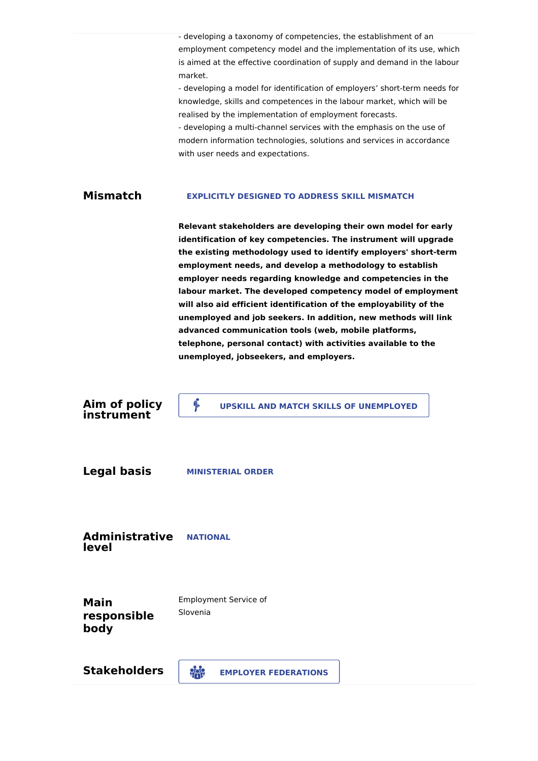- developing a taxonomy of competencies, the establishment of an employment competency model and the implementation of its use, which is aimed at the effective coordination of supply and demand in the labour market.
- developing a model for identification of employers' short-term needs for knowledge, skills and competences in the labour market, which will be realised by the implementation of employment forecasts.
- developing a multi-channel services with the emphasis on the use of modern information technologies, solutions and services in accordance with user needs and expectations.

## Mismatch

EXPLICITLY DESIGNED TO ADDRESS SKILL MISMATCH

**Relevant stakeholders are developing their own model for early identification of key competencies. The instrument will upgrade the existing methodology used to identify employers' short-term employment needs, and develop a methodology to establish employer needs regarding knowledge and competencies in the labour market. The developed competency model of employment will also aid efficient identification of the employability of the unemployed and job seekers. In addition, new methods will link advanced communication tools (web, mobile platforms, telephone, personal contact) with activities available to the unemployed, jobseekers, and employers.**

## Aim of policy instrument

UPSKILL AND MATCH SKILLS OF UNEMPLOYED

## Legal basis

MINISTERIAL ORDER

## Administrative level

NATIONAL

## Main responsible body

Employment Service of Slovenia

## Stakeholders

EMPLOYER FEDERATIONS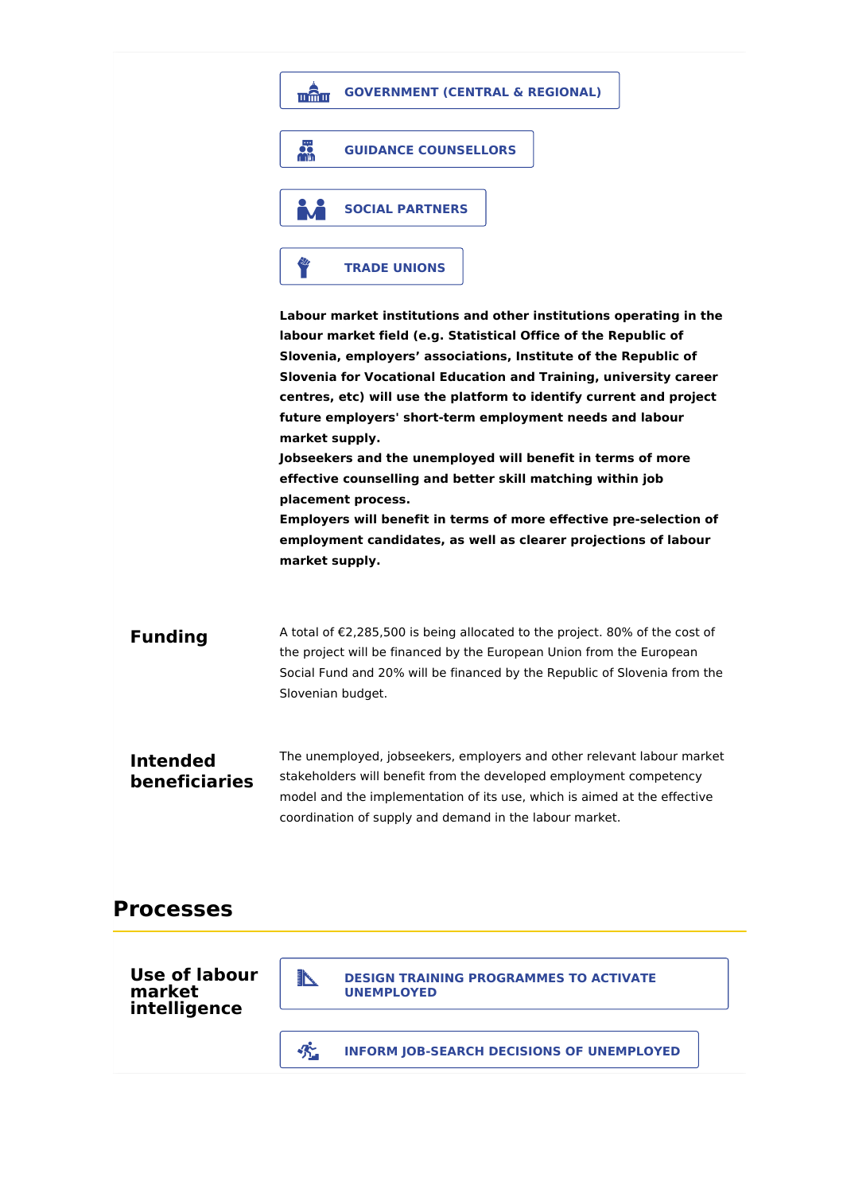**GOVERNMENT (CENTRAL & REGIONAL)**

**GUIDANCE COUNSELLORS**

**SOCIAL PARTNERS**

**TRADE UNIONS**

**Labour market institutions and other institutions operating in the labour market field (e.g. Statistical Office of the Republic of Slovenia, employers’ associations, Institute of the Republic of Slovenia for Vocational Education and Training, university career centres, etc) will use the platform to identify current and project future employers' short-term employment needs and labour market supply.**
**Jobseekers and the unemployed will benefit in terms of more effective counselling and better skill matching within job placement process.**
**Employers will benefit in terms of more effective pre-selection of employment candidates, as well as clearer projections of labour market supply.**

### Funding

A total of €2,285,500 is being allocated to the project. 80% of the cost of the project will be financed by the European Union from the European Social Fund and 20% will be financed by the Republic of Slovenia from the Slovenian budget.

### Intended beneficiaries

The unemployed, jobseekers, employers and other relevant labour market stakeholders will benefit from the developed employment competency model and the implementation of its use, which is aimed at the effective coordination of supply and demand in the labour market.

## Processes

### Use of labour market intelligence

**DESIGN TRAINING PROGRAMMES TO ACTIVATE UNEMPLOYED**

**INFORM JOB-SEARCH DECISIONS OF UNEMPLOYED**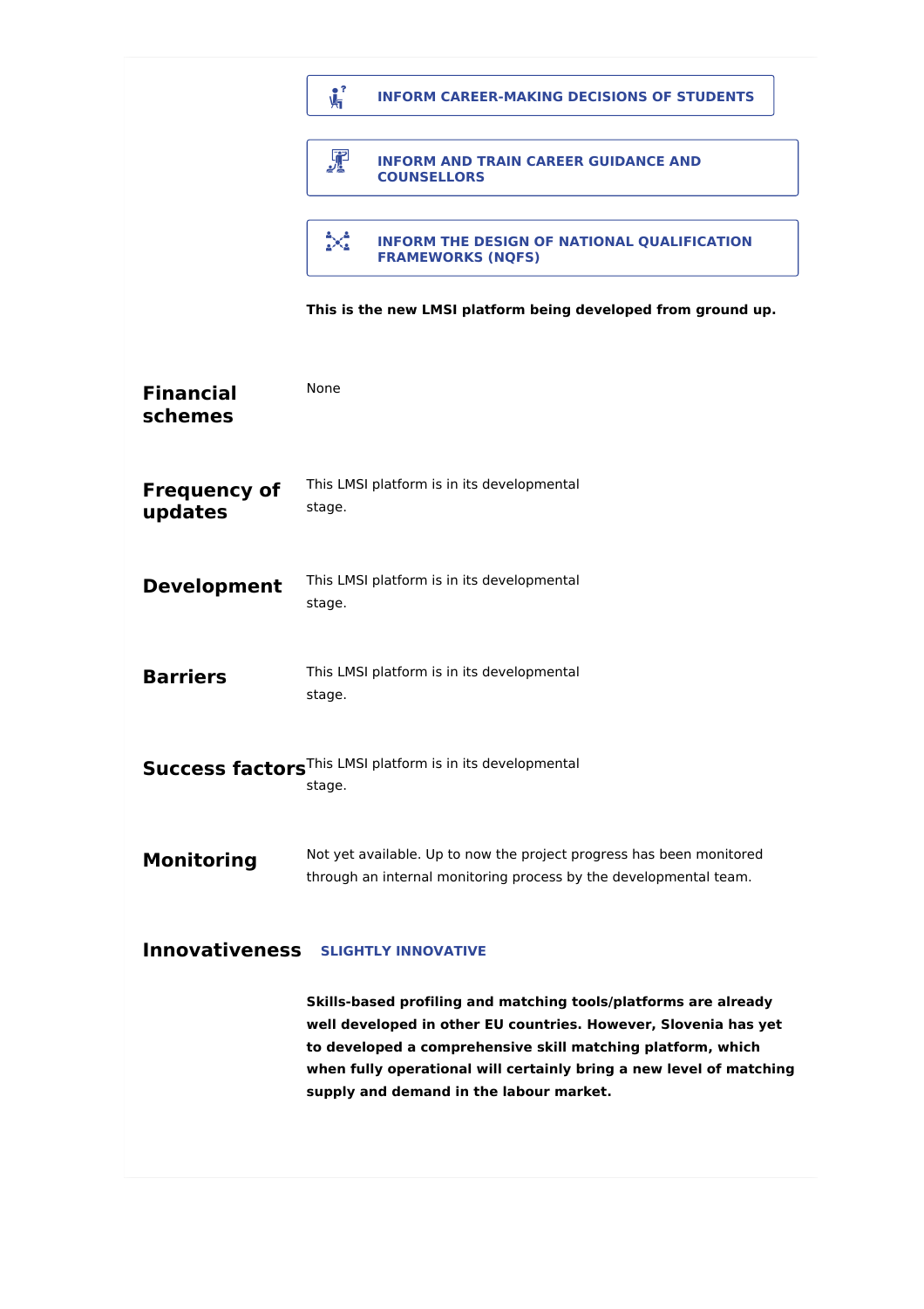**INFORM CAREER-MAKING DECISIONS OF STUDENTS**

**INFORM AND TRAIN CAREER GUIDANCE AND COUNSELLORS**

**INFORM THE DESIGN OF NATIONAL QUALIFICATION FRAMEWORKS (NQFS)**

**This is the new LMSI platform being developed from ground up.**

## Financial schemes

None

## Frequency of updates

This LMSI platform is in its developmental stage.

## Development

This LMSI platform is in its developmental stage.

## Barriers

This LMSI platform is in its developmental stage.

## Success factors

This LMSI platform is in its developmental stage.

## Monitoring

Not yet available. Up to now the project progress has been monitored through an internal monitoring process by the developmental team.

## Innovativeness

**SLIGHTLY INNOVATIVE**

**Skills-based profiling and matching tools/platforms are already well developed in other EU countries. However, Slovenia has yet to developed a comprehensive skill matching platform, which when fully operational will certainly bring a new level of matching supply and demand in the labour market.**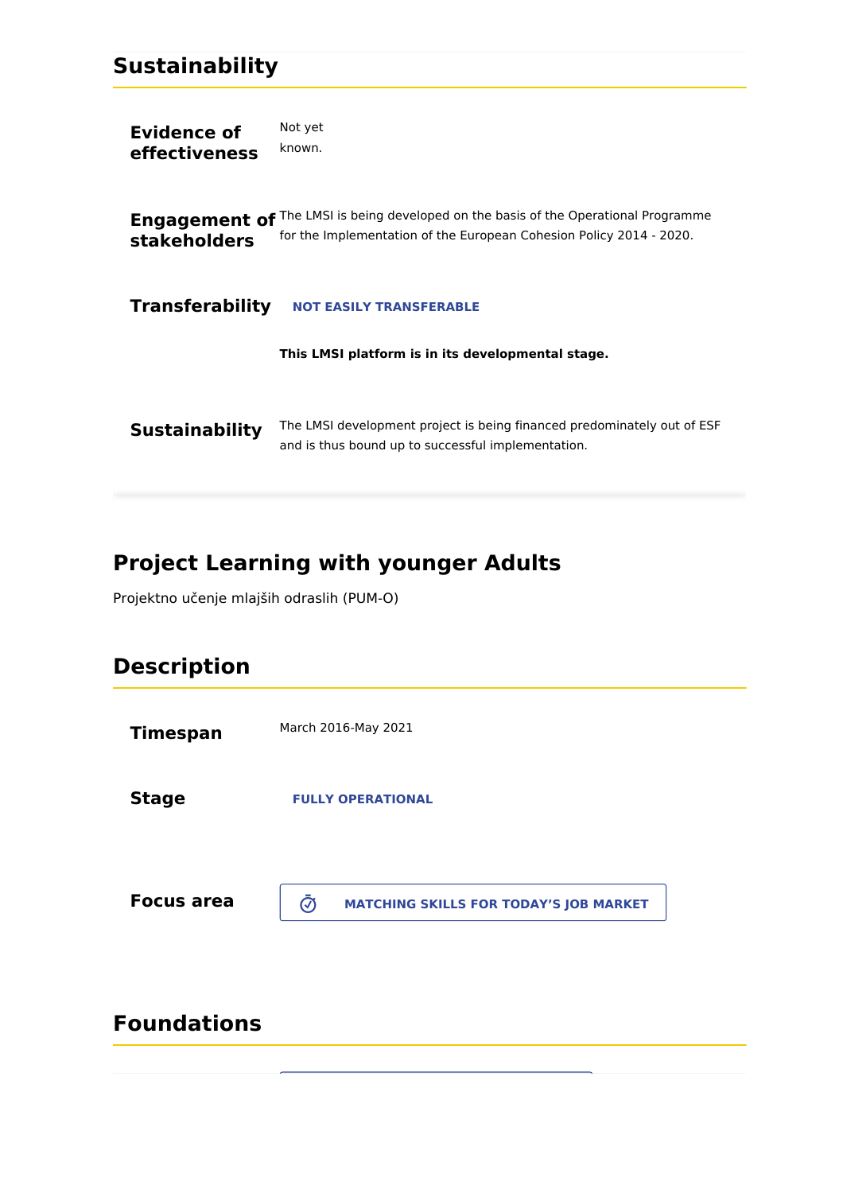## Sustainability

**Evidence of effectiveness**

Not yet known.

**Engagement of stakeholders**

The LMSI is being developed on the basis of the Operational Programme for the Implementation of the European Cohesion Policy 2014 - 2020.

**Transferability**

NOT EASILY TRANSFERABLE

**This LMSI platform is in its developmental stage.**

**Sustainability**

The LMSI development project is being financed predominately out of ESF and is thus bound up to successful implementation.

# Project Learning with younger Adults

Projektno učenje mlajših odraslih (PUM-O)

## Description

**Timespan**

March 2016-May 2021

**Stage**

FULLY OPERATIONAL

**Focus area**

MATCHING SKILLS FOR TODAY'S JOB MARKET

## Foundations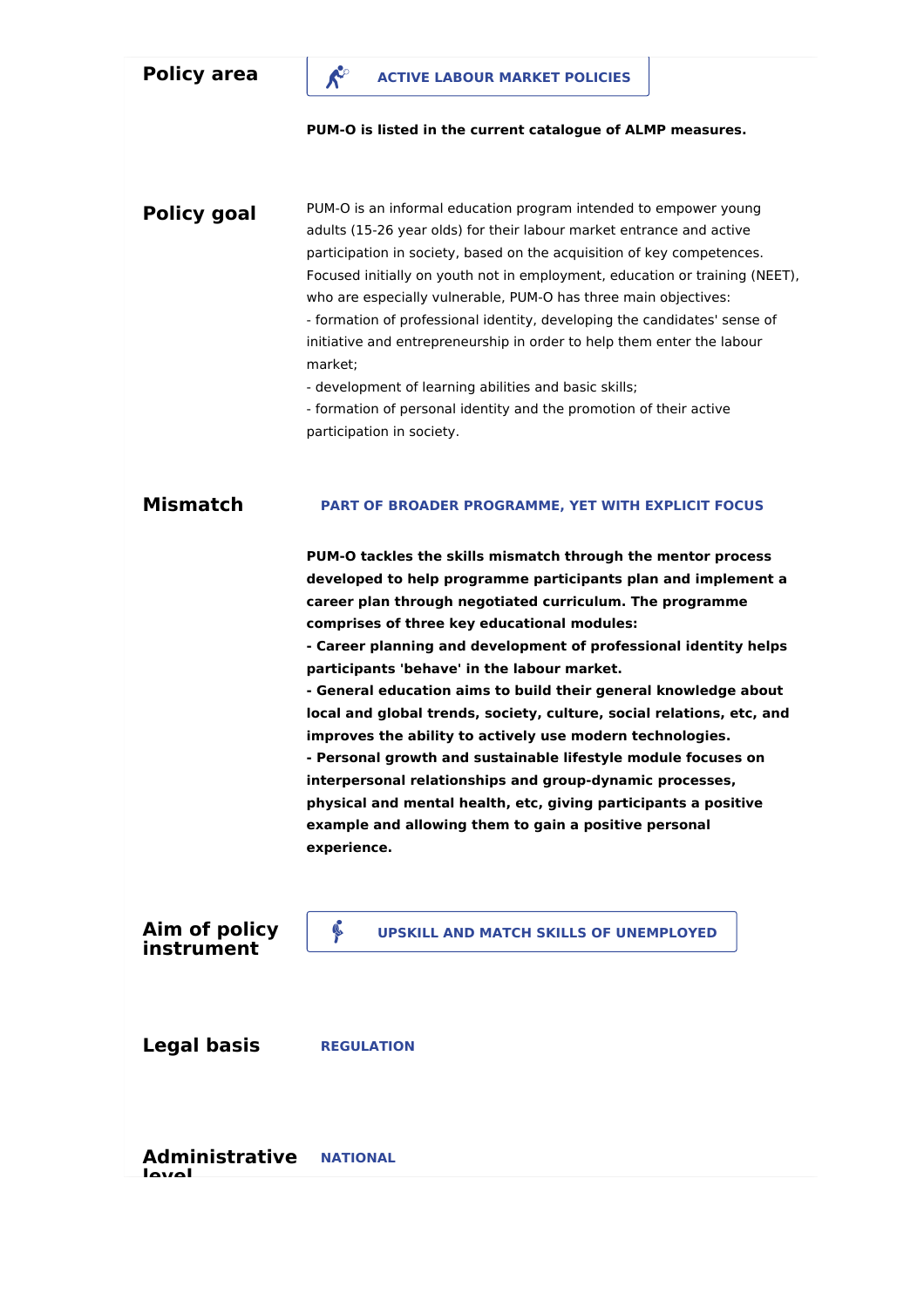**Policy area**

**ACTIVE LABOUR MARKET POLICIES**

**PUM-O is listed in the current catalogue of ALMP measures.**

**Policy goal**

PUM-O is an informal education program intended to empower young adults (15-26 year olds) for their labour market entrance and active participation in society, based on the acquisition of key competences. Focused initially on youth not in employment, education or training (NEET), who are especially vulnerable, PUM-O has three main objectives:

- formation of professional identity, developing the candidates' sense of initiative and entrepreneurship in order to help them enter the labour market;
- development of learning abilities and basic skills;
- formation of personal identity and the promotion of their active participation in society.

**Mismatch**

**PART OF BROADER PROGRAMME, YET WITH EXPLICIT FOCUS**

**PUM-O tackles the skills mismatch through the mentor process developed to help programme participants plan and implement a career plan through negotiated curriculum. The programme comprises of three key educational modules:**

- **Career planning and development of professional identity helps participants 'behave' in the labour market.**
- **General education aims to build their general knowledge about local and global trends, society, culture, social relations, etc, and improves the ability to actively use modern technologies.**
- **Personal growth and sustainable lifestyle module focuses on interpersonal relationships and group-dynamic processes, physical and mental health, etc, giving participants a positive example and allowing them to gain a positive personal experience.**

**Aim of policy instrument**

**UPSKILL AND MATCH SKILLS OF UNEMPLOYED**

**Legal basis**

**REGULATION**

**Administrative level**

**NATIONAL**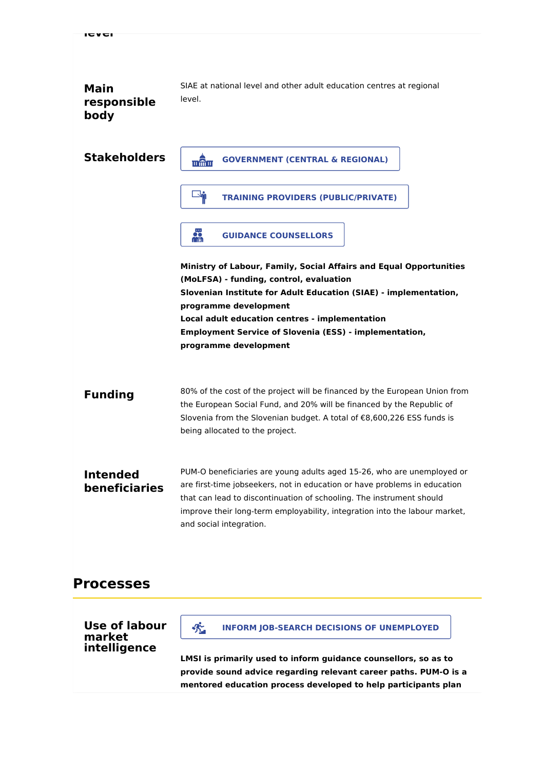level

**Main responsible body**

SIAE at national level and other adult education centres at regional level.

**Stakeholders**

GOVERNMENT (CENTRAL & REGIONAL)

TRAINING PROVIDERS (PUBLIC/PRIVATE)

GUIDANCE COUNSELLORS

**Ministry of Labour, Family, Social Affairs and Equal Opportunities (MoLFSA) - funding, control, evaluation**
**Slovenian Institute for Adult Education (SIAE) - implementation, programme development**
**Local adult education centres - implementation**
**Employment Service of Slovenia (ESS) - implementation, programme development**

**Funding**

80% of the cost of the project will be financed by the European Union from the European Social Fund, and 20% will be financed by the Republic of Slovenia from the Slovenian budget. A total of €8,600,226 ESS funds is being allocated to the project.

**Intended beneficiaries**

PUM-O beneficiaries are young adults aged 15-26, who are unemployed or are first-time jobseekers, not in education or have problems in education that can lead to discontinuation of schooling. The instrument should improve their long-term employability, integration into the labour market, and social integration.

## Processes

**Use of labour market intelligence**

INFORM JOB-SEARCH DECISIONS OF UNEMPLOYED

**LMSI is primarily used to inform guidance counsellors, so as to provide sound advice regarding relevant career paths. PUM-O is a mentored education process developed to help participants plan**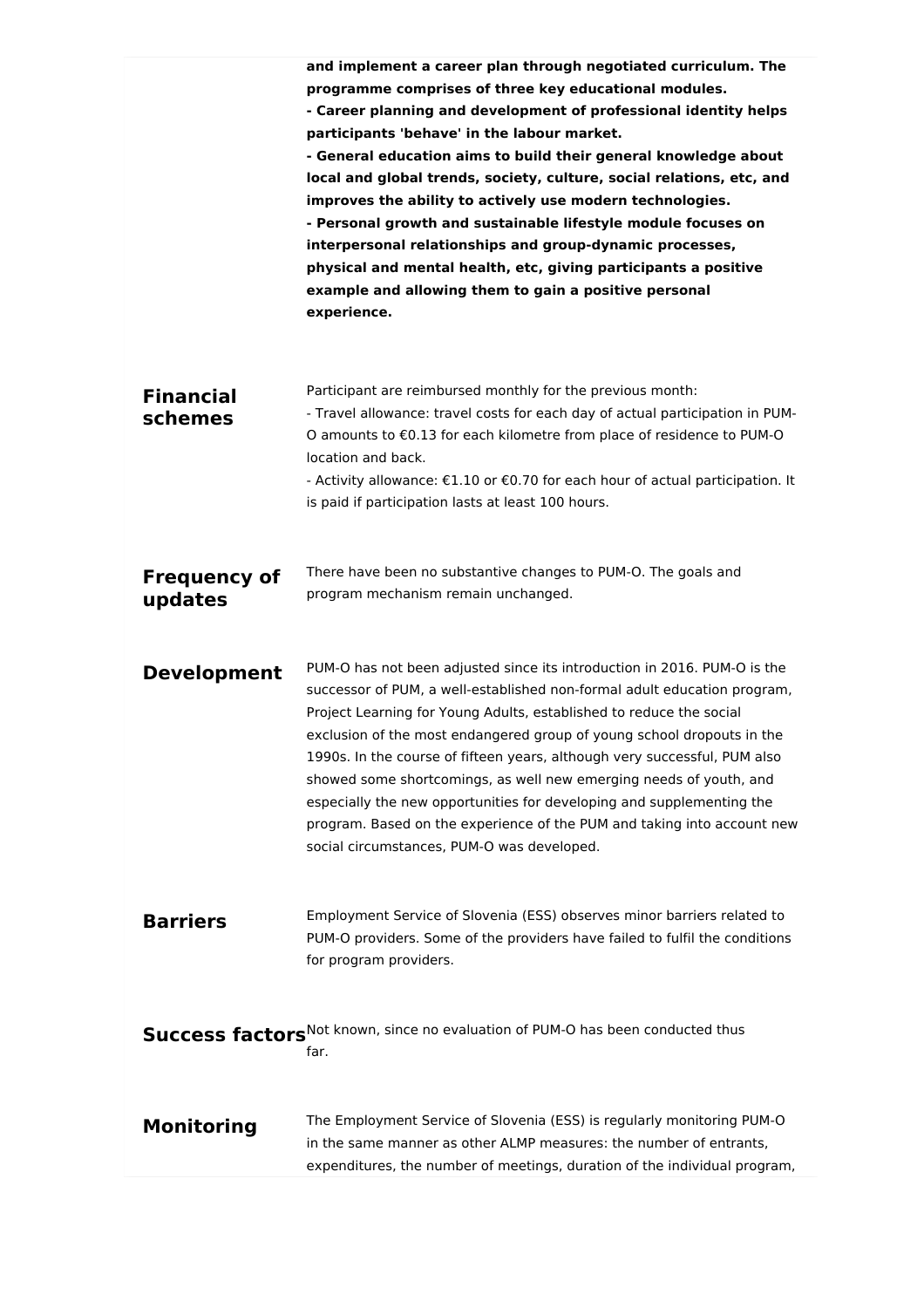**and implement a career plan through negotiated curriculum. The programme comprises of three key educational modules.**
**- Career planning and development of professional identity helps participants 'behave' in the labour market.**
**- General education aims to build their general knowledge about local and global trends, society, culture, social relations, etc, and improves the ability to actively use modern technologies.**
**- Personal growth and sustainable lifestyle module focuses on interpersonal relationships and group-dynamic processes, physical and mental health, etc, giving participants a positive example and allowing them to gain a positive personal experience.**

## Financial schemes

Participant are reimbursed monthly for the previous month:
- Travel allowance: travel costs for each day of actual participation in PUM-O amounts to €0.13 for each kilometre from place of residence to PUM-O location and back.
- Activity allowance: €1.10 or €0.70 for each hour of actual participation. It is paid if participation lasts at least 100 hours.

## Frequency of updates

There have been no substantive changes to PUM-O. The goals and program mechanism remain unchanged.

## Development

PUM-O has not been adjusted since its introduction in 2016. PUM-O is the successor of PUM, a well-established non-formal adult education program, Project Learning for Young Adults, established to reduce the social exclusion of the most endangered group of young school dropouts in the 1990s. In the course of fifteen years, although very successful, PUM also showed some shortcomings, as well new emerging needs of youth, and especially the new opportunities for developing and supplementing the program. Based on the experience of the PUM and taking into account new social circumstances, PUM-O was developed.

## Barriers

Employment Service of Slovenia (ESS) observes minor barriers related to PUM-O providers. Some of the providers have failed to fulfil the conditions for program providers.

## Success factors

Not known, since no evaluation of PUM-O has been conducted thus far.

## Monitoring

The Employment Service of Slovenia (ESS) is regularly monitoring PUM-O in the same manner as other ALMP measures: the number of entrants, expenditures, the number of meetings, duration of the individual program,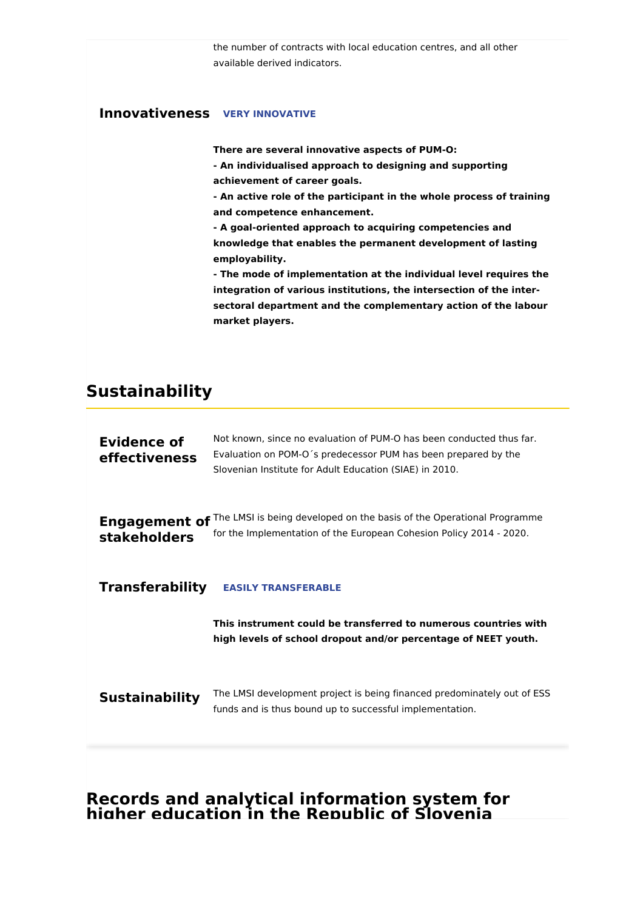the number of contracts with local education centres, and all other available derived indicators.

### Innovativeness **VERY INNOVATIVE**

**There are several innovative aspects of PUM-O:**
**- An individualised approach to designing and supporting achievement of career goals.**
**- An active role of the participant in the whole process of training and competence enhancement.**
**- A goal-oriented approach to acquiring competencies and knowledge that enables the permanent development of lasting employability.**
**- The mode of implementation at the individual level requires the integration of various institutions, the intersection of the inter-sectoral department and the complementary action of the labour market players.**

## Sustainability

### Evidence of effectiveness

Not known, since no evaluation of PUM-O has been conducted thus far. Evaluation on POM-O´s predecessor PUM has been prepared by the Slovenian Institute for Adult Education (SIAE) in 2010.

### Engagement of stakeholders

The LMSI is being developed on the basis of the Operational Programme for the Implementation of the European Cohesion Policy 2014 - 2020.

### Transferability **EASILY TRANSFERABLE**

**This instrument could be transferred to numerous countries with high levels of school dropout and/or percentage of NEET youth.**

### Sustainability

The LMSI development project is being financed predominately out of ESS funds and is thus bound up to successful implementation.

## Records and analytical information system for higher education in the Republic of Slovenia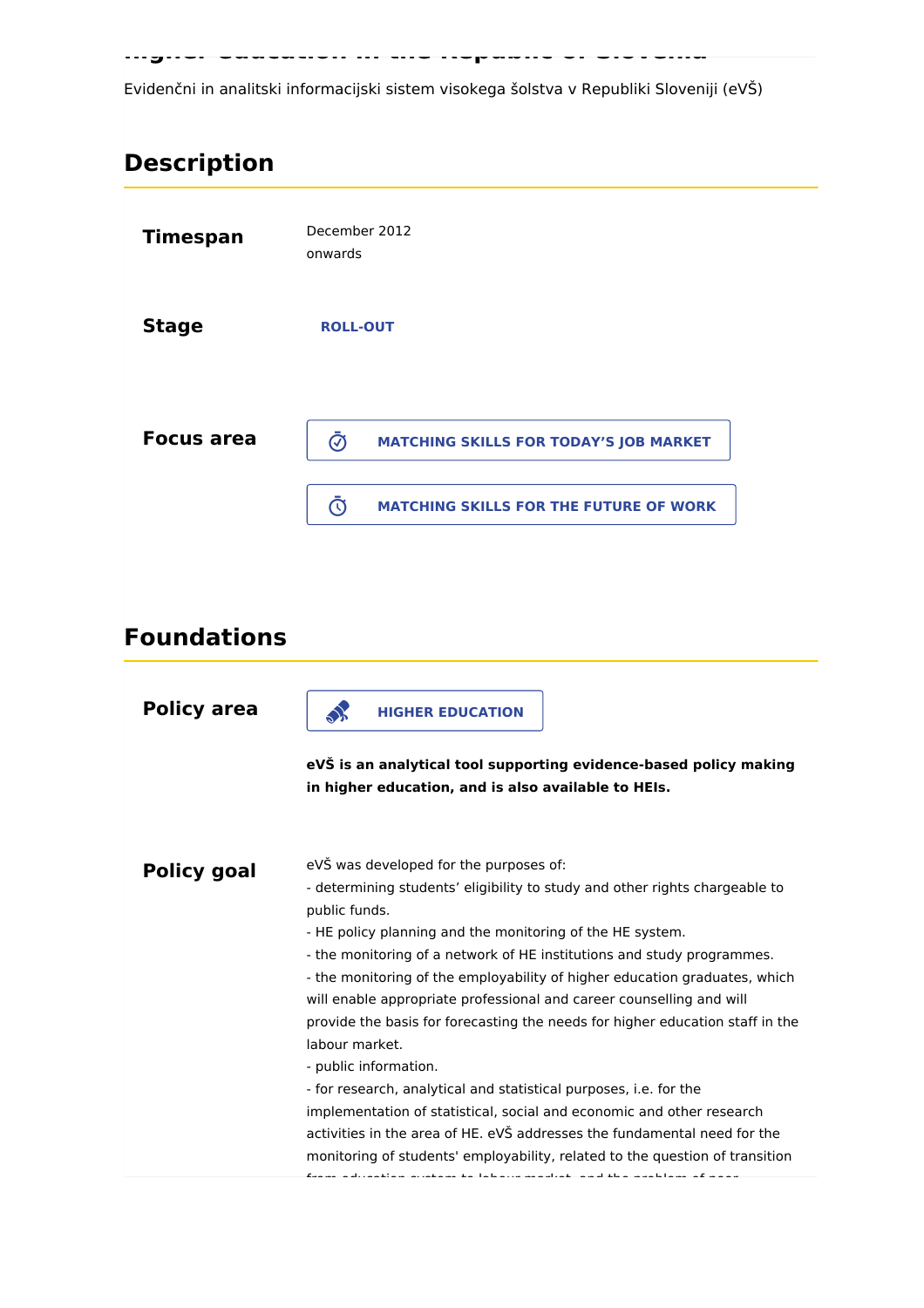Evidenčni in analitski informacijski sistem visokega šolstva v Republiki Sloveniji (eVŠ)

## Description

**Timespan**

December 2012 onwards

**Stage**

ROLL-OUT

**Focus area**

MATCHING SKILLS FOR TODAY’S JOB MARKET

MATCHING SKILLS FOR THE FUTURE OF WORK

## Foundations

**Policy area**

HIGHER EDUCATION

**eVŠ is an analytical tool supporting evidence-based policy making in higher education, and is also available to HEIs.**

**Policy goal**

eVŠ was developed for the purposes of:
- determining students’ eligibility to study and other rights chargeable to public funds.
- HE policy planning and the monitoring of the HE system.
- the monitoring of a network of HE institutions and study programmes.
- the monitoring of the employability of higher education graduates, which will enable appropriate professional and career counselling and will provide the basis for forecasting the needs for higher education staff in the labour market.
- public information.
- for research, analytical and statistical purposes, i.e. for the implementation of statistical, social and economic and other research activities in the area of HE. eVŠ addresses the fundamental need for the monitoring of students' employability, related to the question of transition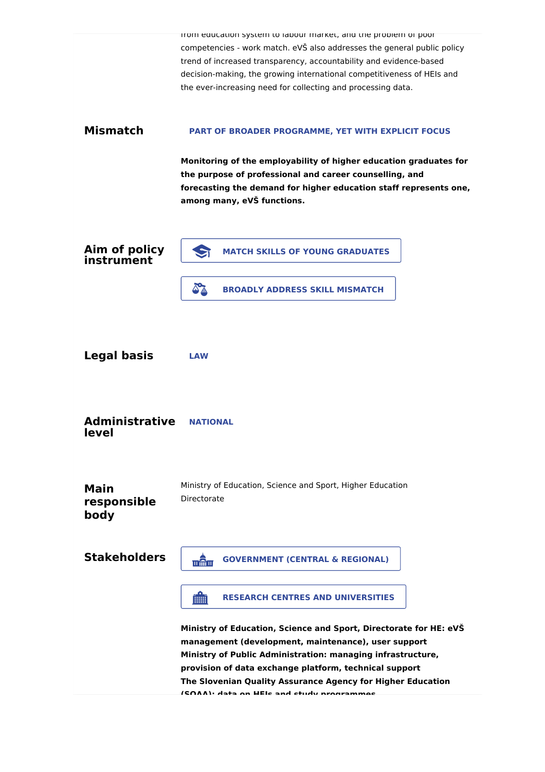from education system to labour market, and the problem of poor competencies - work match. eVŠ also addresses the general public policy trend of increased transparency, accountability and evidence-based decision-making, the growing international competitiveness of HEIs and the ever-increasing need for collecting and processing data.

**Mismatch**

PART OF BROADER PROGRAMME, YET WITH EXPLICIT FOCUS

**Monitoring of the employability of higher education graduates for the purpose of professional and career counselling, and forecasting the demand for higher education staff represents one, among many, eVŠ functions.**

**Aim of policy instrument**

MATCH SKILLS OF YOUNG GRADUATES

BROADLY ADDRESS SKILL MISMATCH

**Legal basis**

LAW

**Administrative level**

NATIONAL

**Main responsible body**

Ministry of Education, Science and Sport, Higher Education Directorate

**Stakeholders**

GOVERNMENT (CENTRAL & REGIONAL)

RESEARCH CENTRES AND UNIVERSITIES

**Ministry of Education, Science and Sport, Directorate for HE: eVŠ management (development, maintenance), user support**
**Ministry of Public Administration: managing infrastructure, provision of data exchange platform, technical support**
**The Slovenian Quality Assurance Agency for Higher Education (SQAA): data on HEIs and study programmes**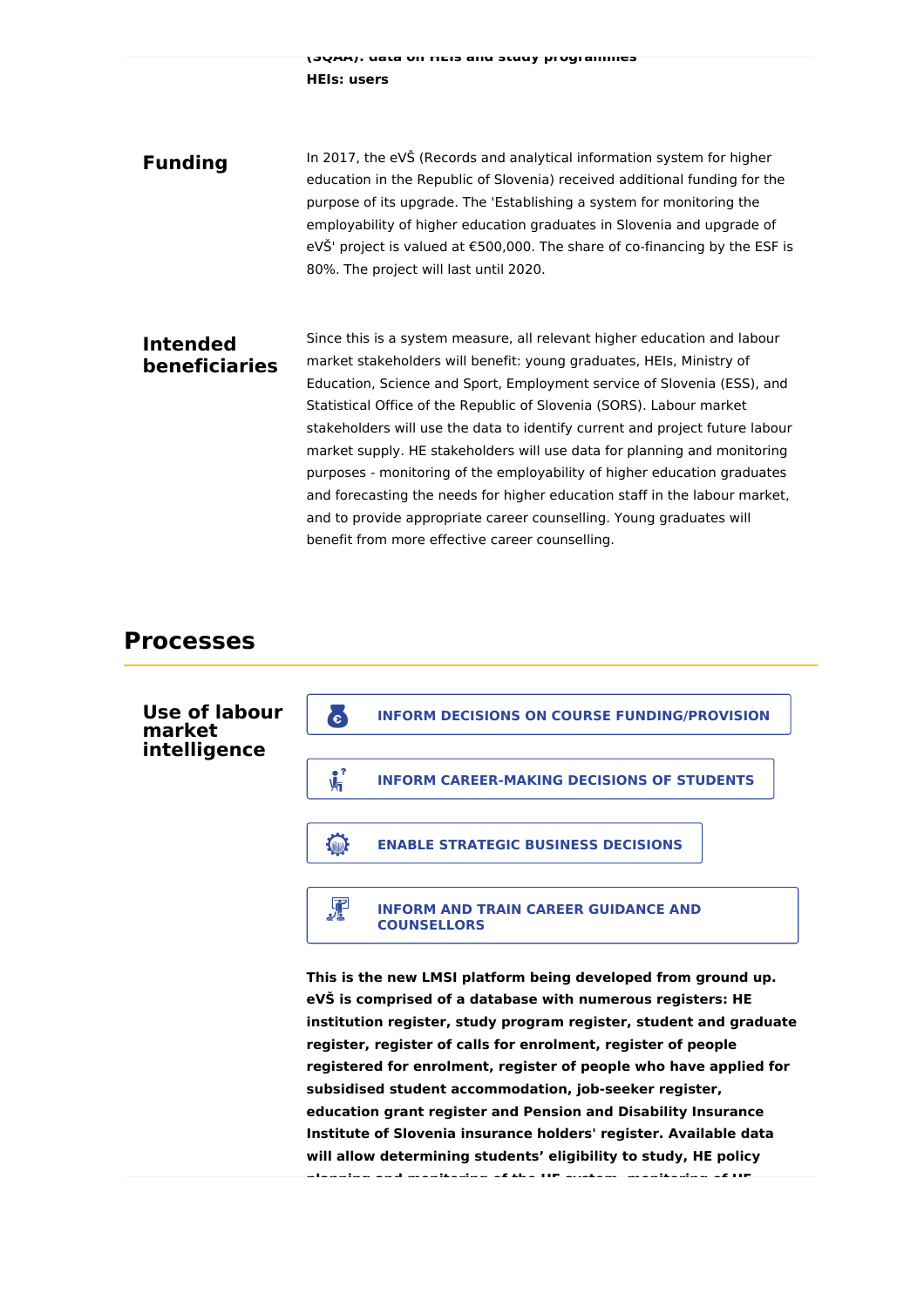(SQAA): data on HEIs and study programmes
**HEIs: users**

**Funding**

In 2017, the eVŠ (Records and analytical information system for higher education in the Republic of Slovenia) received additional funding for the purpose of its upgrade. The 'Establishing a system for monitoring the employability of higher education graduates in Slovenia and upgrade of eVŠ' project is valued at €500,000. The share of co-financing by the ESF is 80%. The project will last until 2020.

**Intended beneficiaries**

Since this is a system measure, all relevant higher education and labour market stakeholders will benefit: young graduates, HEIs, Ministry of Education, Science and Sport, Employment service of Slovenia (ESS), and Statistical Office of the Republic of Slovenia (SORS). Labour market stakeholders will use the data to identify current and project future labour market supply. HE stakeholders will use data for planning and monitoring purposes - monitoring of the employability of higher education graduates and forecasting the needs for higher education staff in the labour market, and to provide appropriate career counselling. Young graduates will benefit from more effective career counselling.

## Processes

**Use of labour market intelligence**

- INFORM DECISIONS ON COURSE FUNDING/PROVISION
- INFORM CAREER-MAKING DECISIONS OF STUDENTS
- ENABLE STRATEGIC BUSINESS DECISIONS
- INFORM AND TRAIN CAREER GUIDANCE AND COUNSELLORS

**This is the new LMSI platform being developed from ground up. eVŠ is comprised of a database with numerous registers: HE institution register, study program register, student and graduate register, register of calls for enrolment, register of people registered for enrolment, register of people who have applied for subsidised student accommodation, job-seeker register, education grant register and Pension and Disability Insurance Institute of Slovenia insurance holders' register. Available data will allow determining students' eligibility to study, HE policy**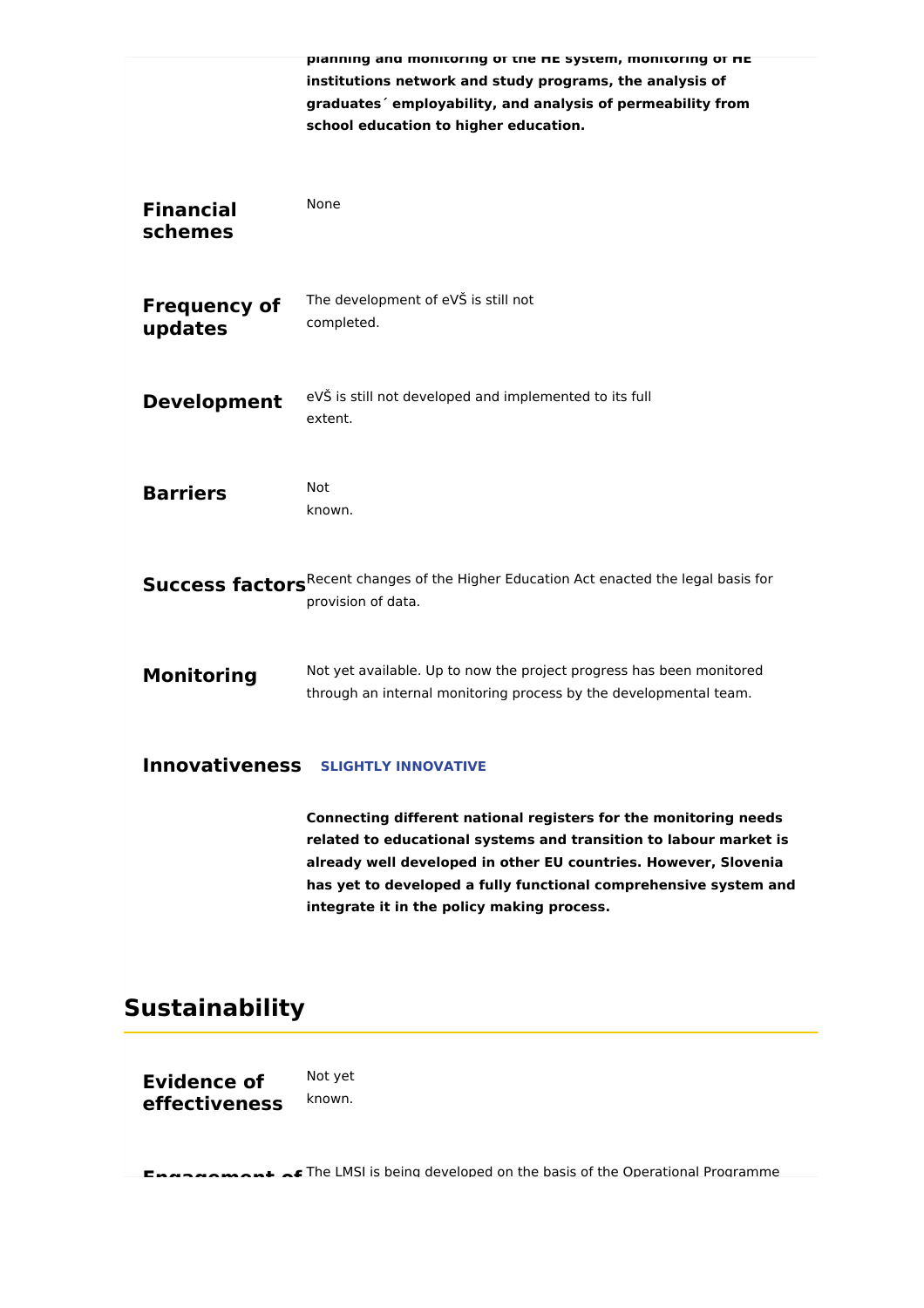**planning and monitoring of the HE system, monitoring of HE institutions network and study programs, the analysis of graduates´ employability, and analysis of permeability from school education to higher education.**

**Financial schemes**

None

**Frequency of updates**

The development of eVŠ is still not completed.

**Development**

eVŠ is still not developed and implemented to its full extent.

**Barriers**

Not known.

**Success factors**

Recent changes of the Higher Education Act enacted the legal basis for provision of data.

**Monitoring**

Not yet available. Up to now the project progress has been monitored through an internal monitoring process by the developmental team.

**Innovativeness** SLIGHTLY INNOVATIVE

**Connecting different national registers for the monitoring needs related to educational systems and transition to labour market is already well developed in other EU countries. However, Slovenia has yet to developed a fully functional comprehensive system and integrate it in the policy making process.**

## Sustainability

**Evidence of effectiveness**

Not yet known.

**Engagement of** The LMSI is being developed on the basis of the Operational Programme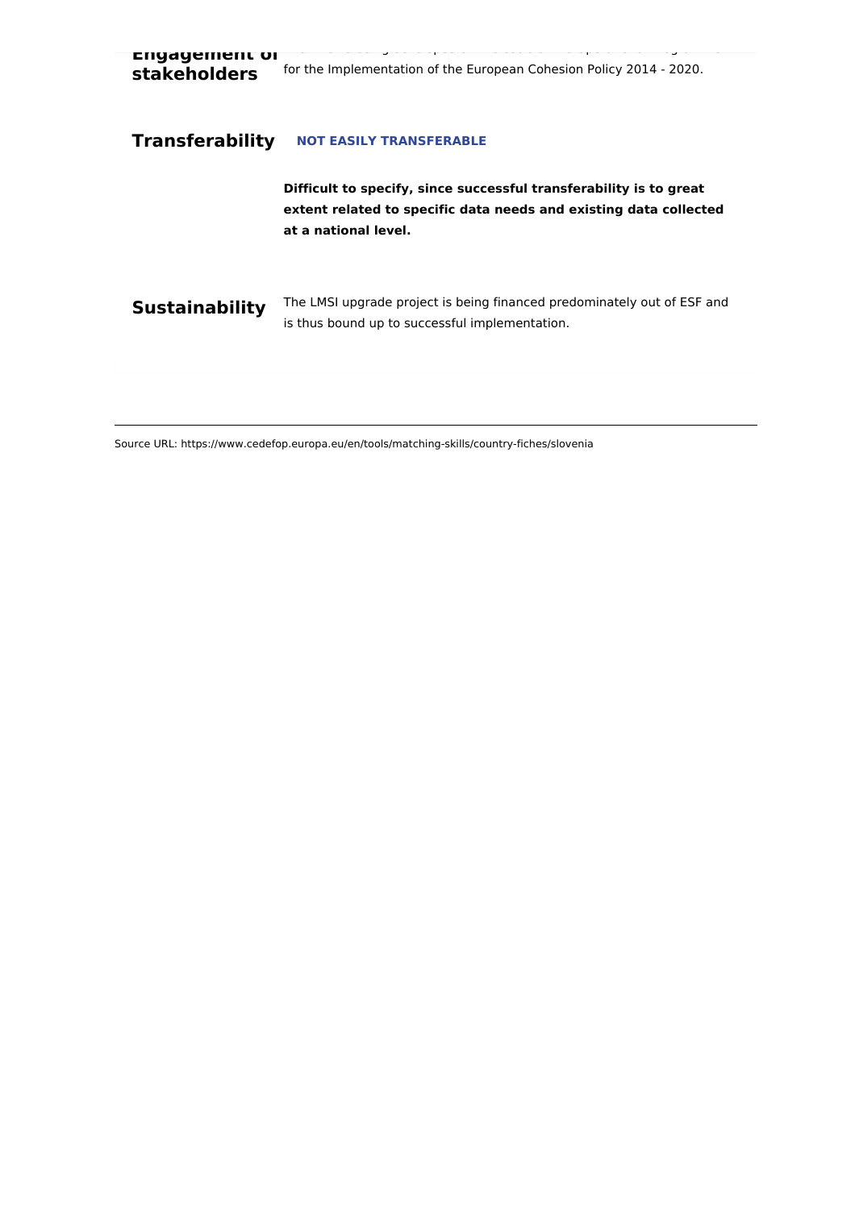**Engagement of stakeholders**

for the Implementation of the European Cohesion Policy 2014 - 2020.

**Transferability**

**NOT EASILY TRANSFERABLE**

**Difficult to specify, since successful transferability is to great extent related to specific data needs and existing data collected at a national level.**

**Sustainability**

The LMSI upgrade project is being financed predominately out of ESF and is thus bound up to successful implementation.

Source URL: https://www.cedefop.europa.eu/en/tools/matching-skills/country-fiches/slovenia